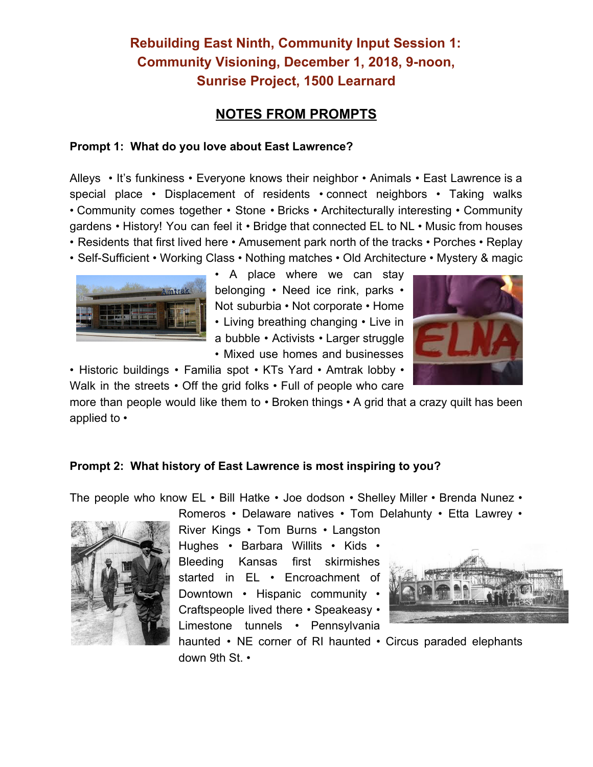# Rebuilding East Ninth, Community Input Session 1: Community Visioning, December 1, 2018, 9-noon, Sunrise Project, 1500 Learnard

## NOTES FROM PROMPTS

**Prompt 1: What do you love about East Lawrence?**

Alleys • It's funkiness • Everyone knows their neighbor • Animals • East Lawrence is a special place • Displacement of residents • connect neighbors • Taking walks • Community comes together • Stone • Bricks • Architecturally interesting • Community gardens • History! You can feel it • Bridge that connected EL to NL • Music from houses • Residents that first lived here • Amusement park north of the tracks • Porches • Replay • Self-Sufficient • Working Class • Nothing matches • Old Architecture • Mystery & magic • A place where we can stay belonging • Need ice rink, parks • Not suburbia • Not corporate • Home • Living breathing changing • Live in a bubble • Activists • Larger struggle • Mixed use homes and businesses • Historic buildings • Familia spot • KTs Yard • Amtrak lobby • Walk in the streets • Off the grid folks • Full of people who care more than people would like them to • Broken things • A grid that a crazy quilt has been applied to •

**Prompt 2: What history of East Lawrence is most inspiring to you?**

The people who know EL • Bill Hatke • Joe dodson • Shelley Miller • Brenda Nunez • Romeros • Delaware natives • Tom Delahunty • Etta Lawrey • River Kings • Tom Burns • Langston Hughes • Barbara Willits • Kids • Bleeding Kansas first skirmishes started in EL • Encroachment of Downtown • Hispanic community • Craftspeople lived there • Speakeasy • Limestone tunnels • Pennsylvania haunted • NE corner of RI haunted • Circus paraded elephants down 9th St. •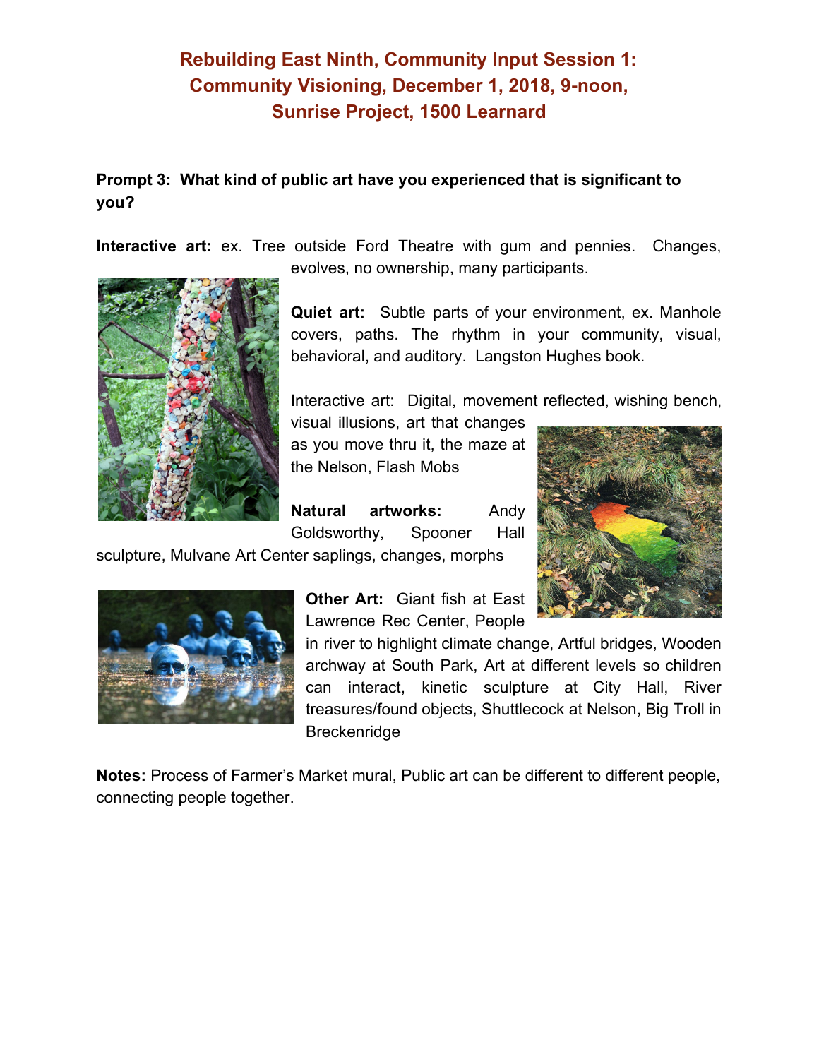## Rebuilding East Ninth, Community Input Session 1: Community Visioning, December 1, 2018, 9-noon, Sunrise Project, 1500 Learnard

**Prompt 3: What kind of public art have you experienced that is significant to you?**

**Interactive art:** ex. Tree outside Ford Theatre with gum and pennies. Changes, evolves, no ownership, many participants.

**Quiet art:** Subtle parts of your environment, ex. Manhole covers, paths. The rhythm in your community, visual, behavioral, and auditory. Langston Hughes book.

Interactive art: Digital, movement reflected, wishing bench, visual illusions, art that changes as you move thru it, the maze at the Nelson, Flash Mobs

**Natural artworks:** Andy Goldsworthy, Spooner Hall sculpture, Mulvane Art Center saplings, changes, morphs

**Other Art:** Giant fish at East Lawrence Rec Center, People in river to highlight climate change, Artful bridges, Wooden archway at South Park, Art at different levels so children can interact, kinetic sculpture at City Hall, River treasures/found objects, Shuttlecock at Nelson, Big Troll in Breckenridge

**Notes:** Process of Farmer's Market mural, Public art can be different to different people, connecting people together.